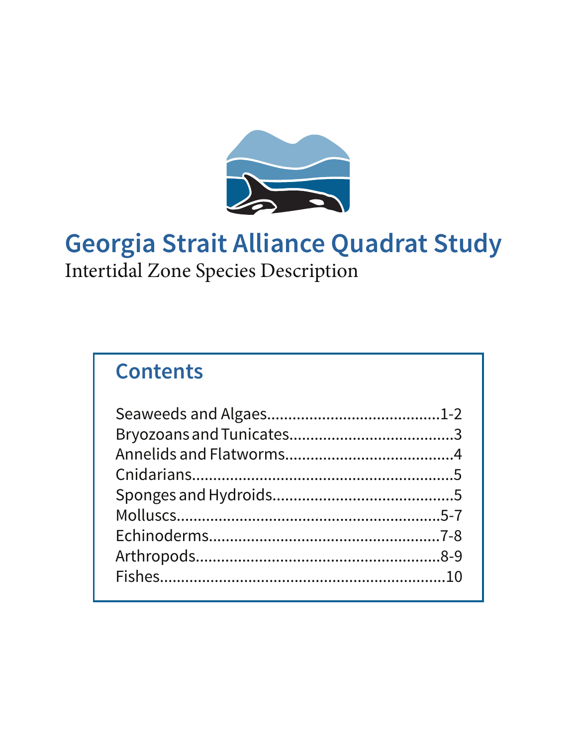# Georgia Strait Alliance Quadrat Study

Intertidal Zone Species Description

## Contents

Seaweeds and Algaes........................................1-2
Bryozoans and Tunicates.......................................3
Annelids and Flatworms.......................................4
Cnidarians.............................................................5
Sponges and Hydroids..........................................5
Molluscs.............................................................5-7
Echinoderms.....................................................7-8
Arthropods........................................................8-9
Fishes..................................................................10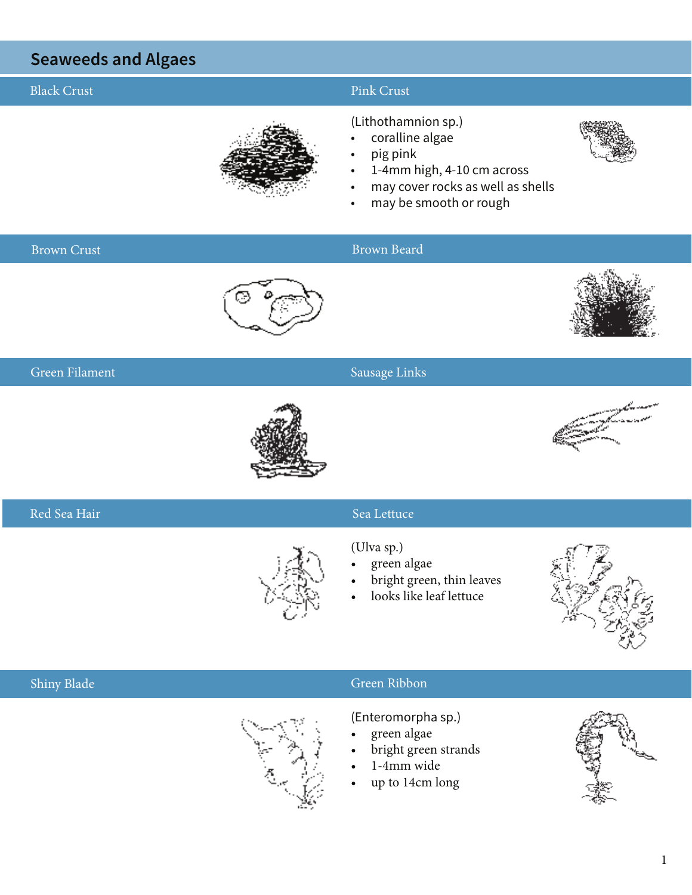# Seaweeds and Algaes

## Black Crust

## Pink Crust

(Lithothamnion sp.)

- coralline algae
- pig pink
- 1-4mm high, 4-10 cm across
- may cover rocks as well as shells
- may be smooth or rough

## Brown Crust

## Brown Beard

## Green Filament

## Sausage Links

## Red Sea Hair

## Sea Lettuce

(Ulva sp.)

- green algae
- bright green, thin leaves
- looks like leaf lettuce

## Shiny Blade

## Green Ribbon

(Enteromorpha sp.)

- green algae
- bright green strands
- 1-4mm wide
- up to 14cm long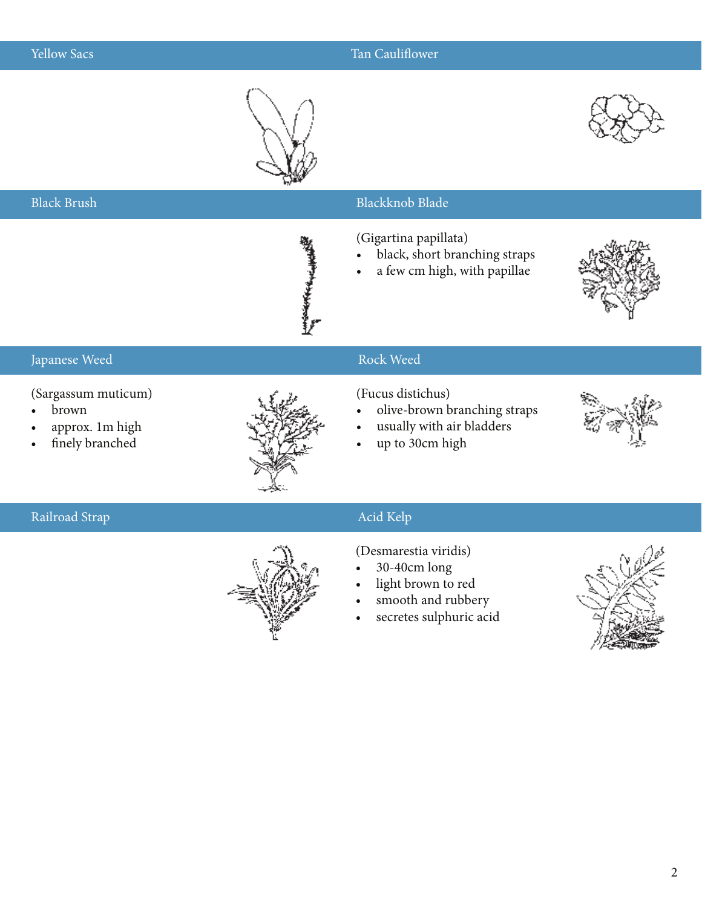## Yellow Sacs

## Tan Cauliflower

## Black Brush

## Blackknob Blade

(Gigartina papillata)

- black, short branching straps
- a few cm high, with papillae

## Japanese Weed

(Sargassum muticum)

- brown
- approx. 1m high
- finely branched

## Rock Weed

(Fucus distichus)

- olive-brown branching straps
- usually with air bladders
- up to 30cm high

## Railroad Strap

## Acid Kelp

(Desmarestia viridis)

- 30-40cm long
- light brown to red
- smooth and rubbery
- secretes sulphuric acid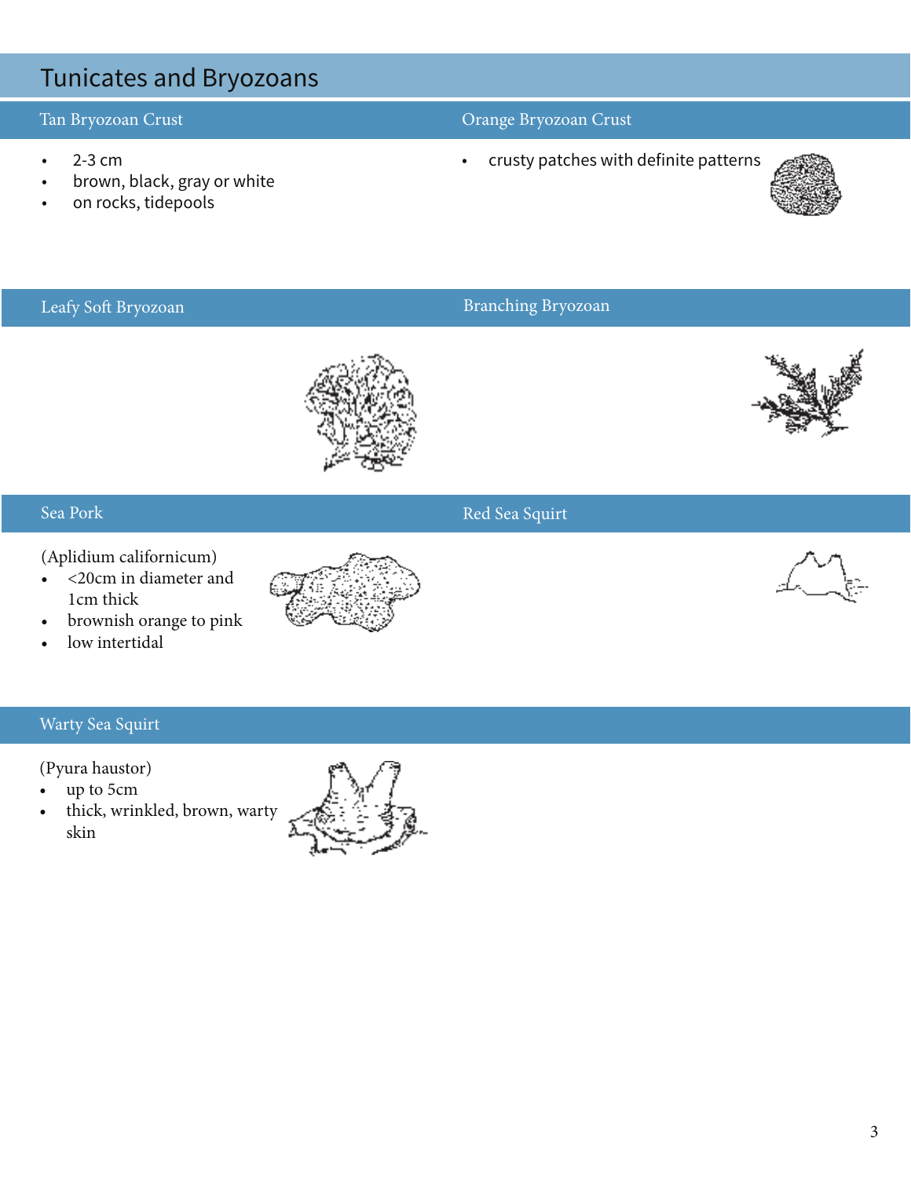# Tunicates and Bryozoans

## Tan Bryozoan Crust

- 2-3 cm
- brown, black, gray or white
- on rocks, tidepools

## Orange Bryozoan Crust

- crusty patches with definite patterns

## Leafy Soft Bryozoan

## Branching Bryozoan

## Sea Pork

(Aplidium californicum)

- <20cm in diameter and 1cm thick
- brownish orange to pink
- low intertidal

## Red Sea Squirt

## Warty Sea Squirt

(Pyura haustor)

- up to 5cm
- thick, wrinkled, brown, warty skin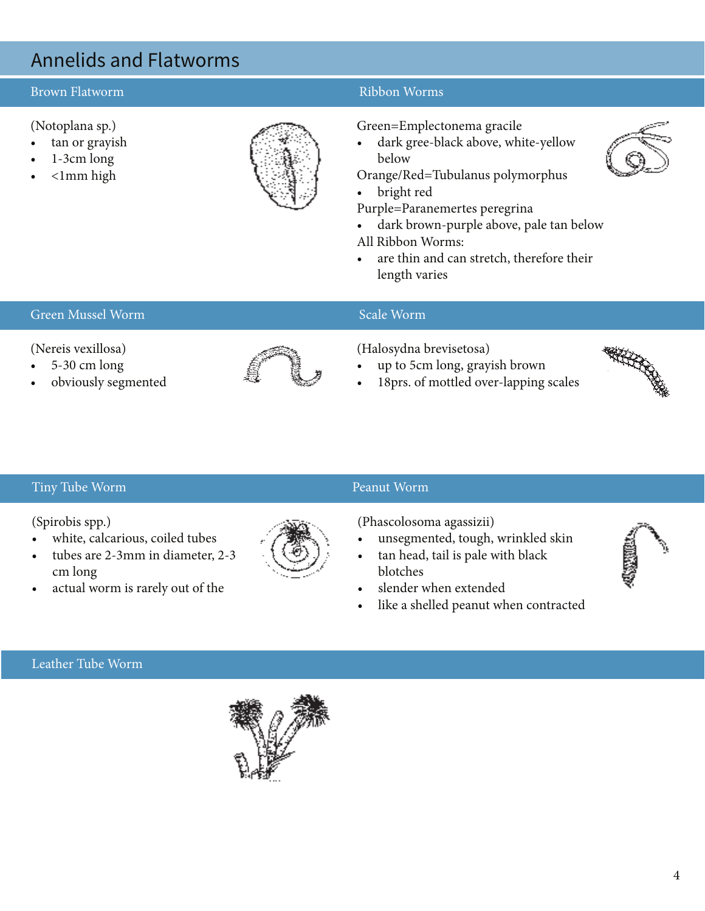# Annelids and Flatworms

## Brown Flatworm

(Notoplana sp.)

- tan or grayish
- 1-3cm long
- <1mm high

## Ribbon Worms

Green=Emplectonema gracile

- dark gree-black above, white-yellow below

Orange/Red=Tubulanus polymorphus

- bright red

Purple=Paranemertes peregrina

- dark brown-purple above, pale tan below

All Ribbon Worms:

- are thin and can stretch, therefore their length varies

## Green Mussel Worm

(Nereis vexillosa)

- 5-30 cm long
- obviously segmented

## Scale Worm

(Halosydna brevisetosa)

- up to 5cm long, grayish brown
- 18prs. of mottled over-lapping scales

## Tiny Tube Worm

(Spirobis spp.)

- white, calcarious, coiled tubes
- tubes are 2-3mm in diameter, 2-3 cm long
- actual worm is rarely out of the

## Peanut Worm

(Phascolosoma agassizii)

- unsegmented, tough, wrinkled skin
- tan head, tail is pale with black blotches
- slender when extended
- like a shelled peanut when contracted

## Leather Tube Worm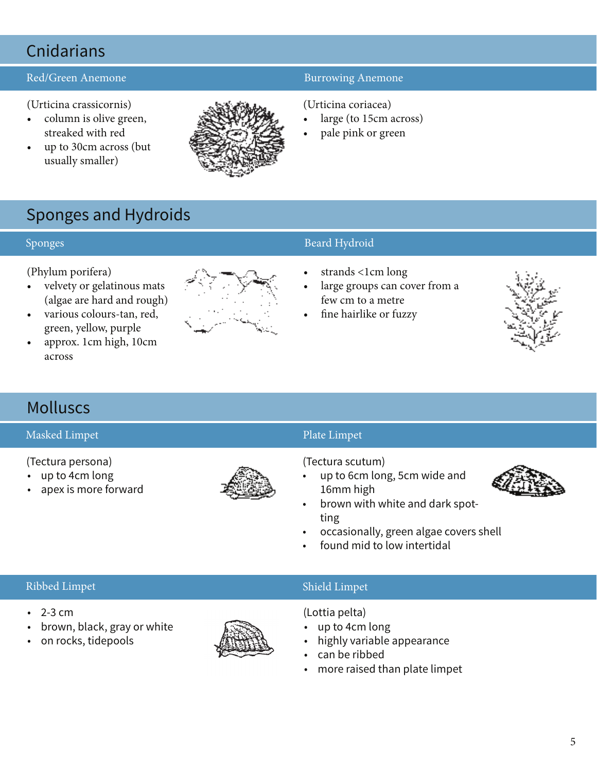# Cnidarians

## Red/Green Anemone

(Urticina crassicornis)

- column is olive green, streaked with red
- up to 30cm across (but usually smaller)

## Burrowing Anemone

(Urticina coriacea)

- large (to 15cm across)
- pale pink or green

# Sponges and Hydroids

## Sponges

(Phylum porifera)

- velvety or gelatinous mats (algae are hard and rough)
- various colours-tan, red, green, yellow, purple
- approx. 1cm high, 10cm across

## Beard Hydroid

- strands <1cm long
- large groups can cover from a few cm to a metre
- fine hairlike or fuzzy

# Molluscs

## Masked Limpet

(Tectura persona)

- up to 4cm long
- apex is more forward

## Plate Limpet

(Tectura scutum)

- up to 6cm long, 5cm wide and 16mm high
- brown with white and dark spotting
- occasionally, green algae covers shell
- found mid to low intertidal

## Ribbed Limpet

- 2-3 cm
- brown, black, gray or white
- on rocks, tidepools

## Shield Limpet

(Lottia pelta)

- up to 4cm long
- highly variable appearance
- can be ribbed
- more raised than plate limpet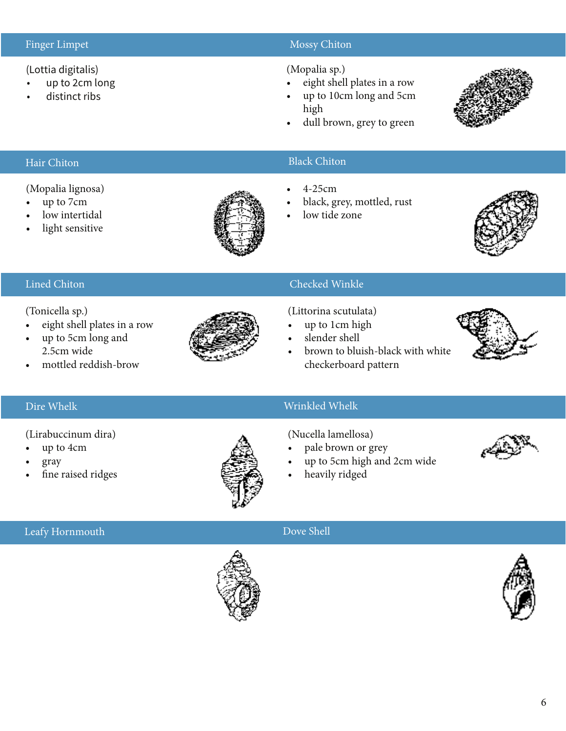## Finger Limpet

(Lottia digitalis)

- up to 2cm long
- distinct ribs

## Mossy Chiton

(Mopalia sp.)

- eight shell plates in a row
- up to 10cm long and 5cm high
- dull brown, grey to green

## Hair Chiton

(Mopalia lignosa)

- up to 7cm
- low intertidal
- light sensitive

## Black Chiton

- 4-25cm
- black, grey, mottled, rust
- low tide zone

## Lined Chiton

(Tonicella sp.)

- eight shell plates in a row
- up to 5cm long and 2.5cm wide
- mottled reddish-brow

## Checked Winkle

(Littorina scutulata)

- up to 1cm high
- slender shell
- brown to bluish-black with white checkerboard pattern

## Dire Whelk

(Lirabuccinum dira)

- up to 4cm
- gray
- fine raised ridges

## Wrinkled Whelk

(Nucella lamellosa)

- pale brown or grey
- up to 5cm high and 2cm wide
- heavily ridged

## Leafy Hornmouth

## Dove Shell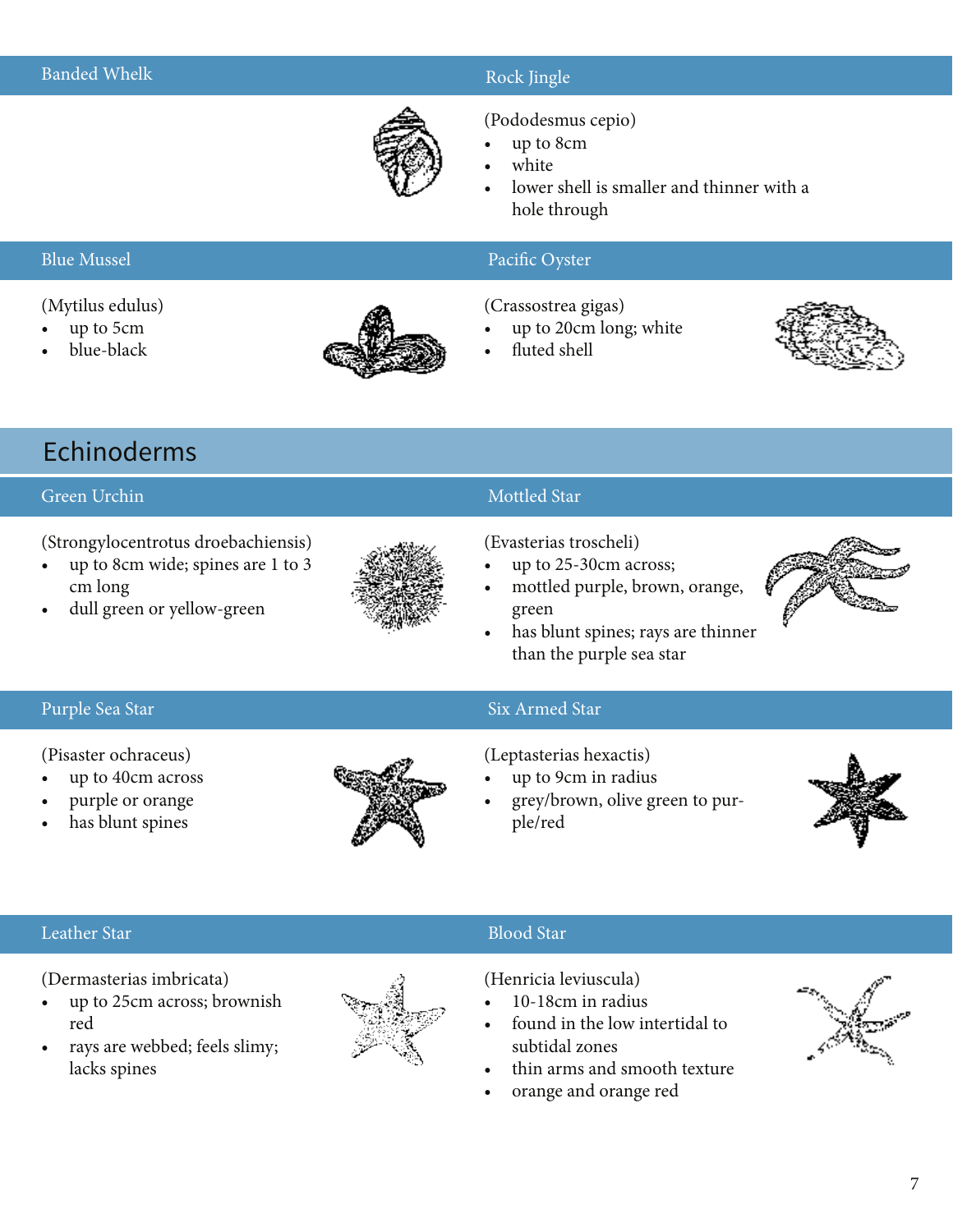### Banded Whelk

### Rock Jingle

(Pododesmus cepio)

- up to 8cm
- white
- lower shell is smaller and thinner with a hole through

### Blue Mussel

(Mytilus edulus)

- up to 5cm
- blue-black

### Pacific Oyster

(Crassostrea gigas)

- up to 20cm long; white
- fluted shell

## Echinoderms

### Green Urchin

(Strongylocentrotus droebachiensis)

- up to 8cm wide; spines are 1 to 3 cm long
- dull green or yellow-green

### Mottled Star

(Evasterias troscheli)

- up to 25-30cm across;
- mottled purple, brown, orange, green
- has blunt spines; rays are thinner than the purple sea star

### Purple Sea Star

(Pisaster ochraceus)

- up to 40cm across
- purple or orange
- has blunt spines

### Six Armed Star

(Leptasterias hexactis)

- up to 9cm in radius
- grey/brown, olive green to purple/red

### Leather Star

(Dermasterias imbricata)

- up to 25cm across; brownish red
- rays are webbed; feels slimy; lacks spines

### Blood Star

(Henricia leviuscula)

- 10-18cm in radius
- found in the low intertidal to subtidal zones
- thin arms and smooth texture
- orange and orange red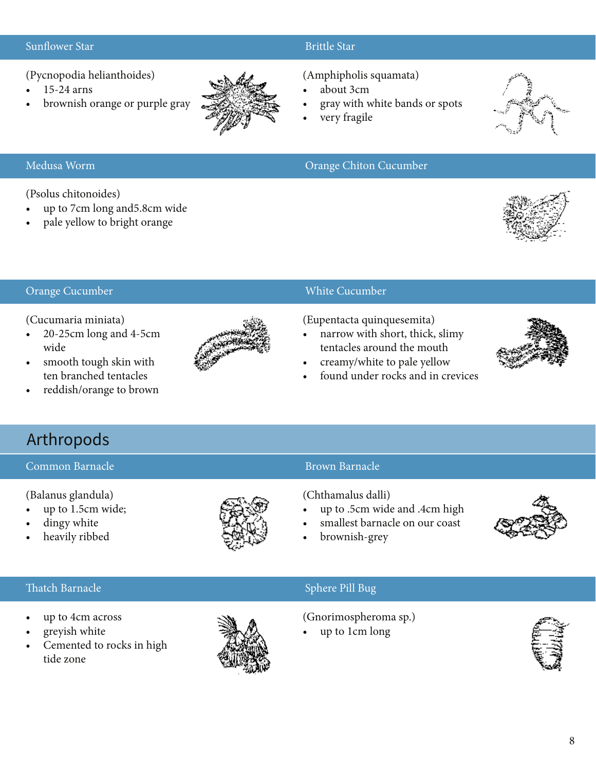### Sunflower Star

(Pycnopodia helianthoides)

- 15-24 arns
- brownish orange or purple gray

### Brittle Star

(Amphipholis squamata)

- about 3cm
- gray with white bands or spots
- very fragile

### Medusa Worm

(Psolus chitonoides)

- up to 7cm long and5.8cm wide
- pale yellow to bright orange

### Orange Chiton Cucumber

### Orange Cucumber

(Cucumaria miniata)

- 20-25cm long and 4-5cm wide
- smooth tough skin with ten branched tentacles
- reddish/orange to brown

### White Cucumber

(Eupentacta quinquesemita)

- narrow with short, thick, slimy tentacles around the mouth
- creamy/white to pale yellow
- found under rocks and in crevices

## Arthropods

### Common Barnacle

(Balanus glandula)

- up to 1.5cm wide;
- dingy white
- heavily ribbed

### Brown Barnacle

(Chthamalus dalli)

- up to .5cm wide and .4cm high
- smallest barnacle on our coast
- brownish-grey

### Thatch Barnacle

- up to 4cm across
- greyish white
- Cemented to rocks in high tide zone

### Sphere Pill Bug

(Gnorimospheroma sp.)

- up to 1cm long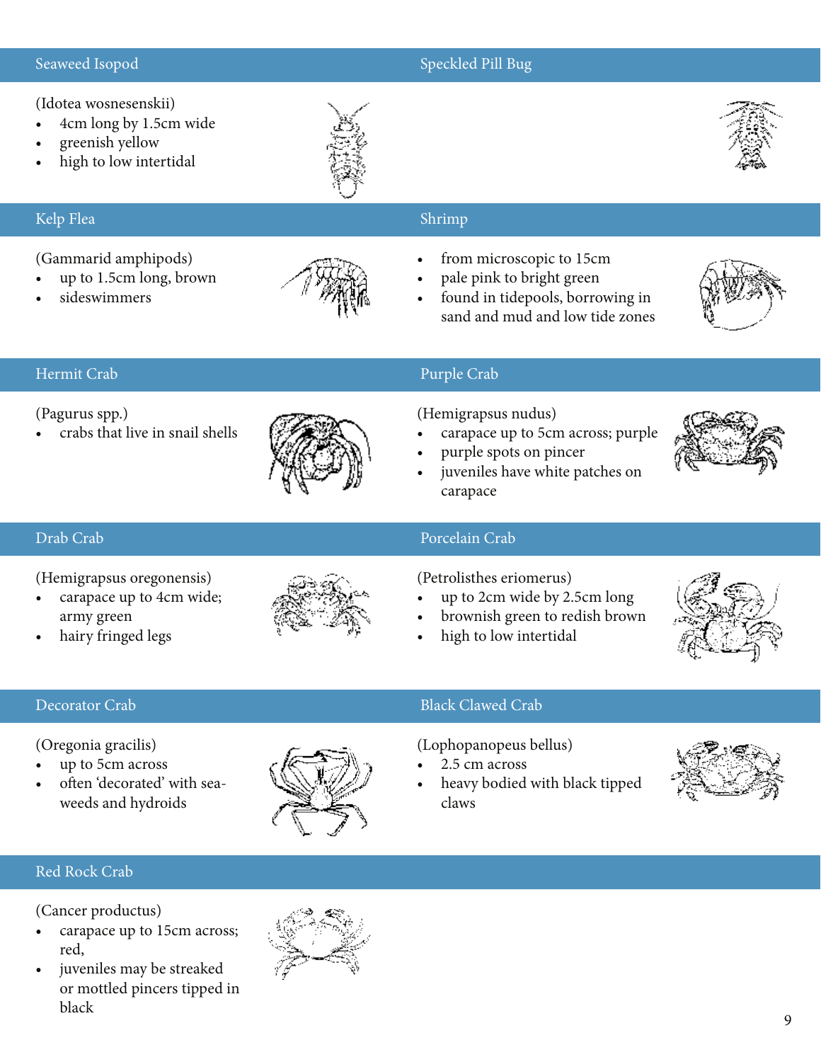## Seaweed Isopod

(Idotea wosnesenskii)

- 4cm long by 1.5cm wide
- greenish yellow
- high to low intertidal

## Speckled Pill Bug

## Kelp Flea

(Gammarid amphipods)

- up to 1.5cm long, brown
- sideswimmers

## Shrimp

- from microscopic to 15cm
- pale pink to bright green
- found in tidepools, borrowing in sand and mud and low tide zones

## Hermit Crab

(Pagurus spp.)

- crabs that live in snail shells

## Purple Crab

(Hemigrapsus nudus)

- carapace up to 5cm across; purple
- purple spots on pincer
- juveniles have white patches on carapace

## Drab Crab

(Hemigrapsus oregonensis)

- carapace up to 4cm wide; army green
- hairy fringed legs

## Porcelain Crab

(Petrolisthes eriomerus)

- up to 2cm wide by 2.5cm long
- brownish green to redish brown
- high to low intertidal

## Decorator Crab

(Oregonia gracilis)

- up to 5cm across
- often 'decorated' with sea-weeds and hydroids

## Black Clawed Crab

(Lophopanopeus bellus)

- 2.5 cm across
- heavy bodied with black tipped claws

## Red Rock Crab

(Cancer productus)

- carapace up to 15cm across; red,
- juveniles may be streaked or mottled pincers tipped in black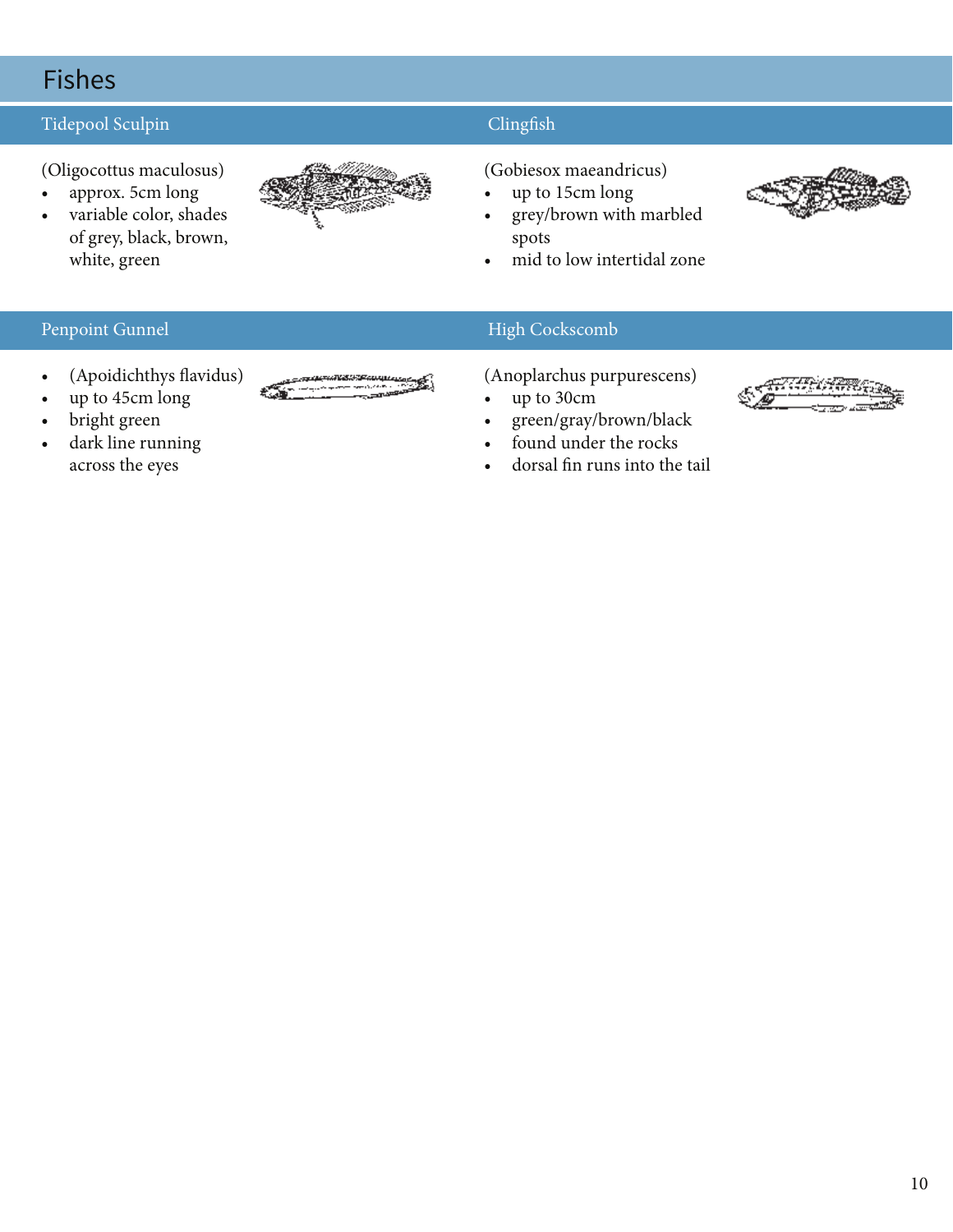# Fishes

## Tidepool Sculpin

(Oligocottus maculosus)

- approx. 5cm long
- variable color, shades of grey, black, brown, white, green

## Clingfish

(Gobiesox maeandricus)

- up to 15cm long
- grey/brown with marbled spots
- mid to low intertidal zone

## Penpoint Gunnel

- (Apoidichthys flavidus)
- up to 45cm long
- bright green
- dark line running across the eyes

## High Cockscomb

(Anoplarchus purpurescens)

- up to 30cm
- green/gray/brown/black
- found under the rocks
- dorsal fin runs into the tail